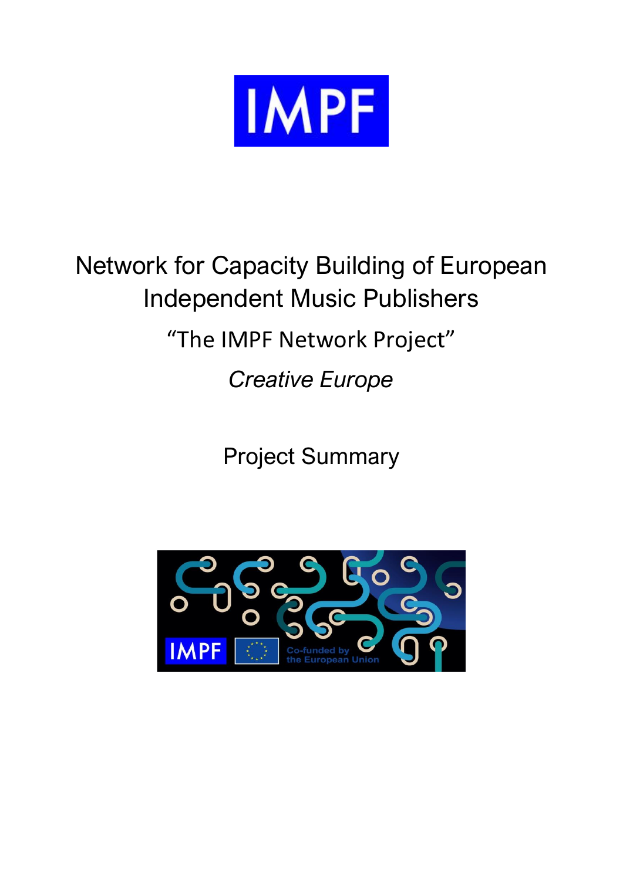IMPF

# Network for Capacity Building of European Independent Music Publishers

## "The IMPF Network Project"

*Creative Europe*

## Project Summary

IMPF

Co-funded by the European Union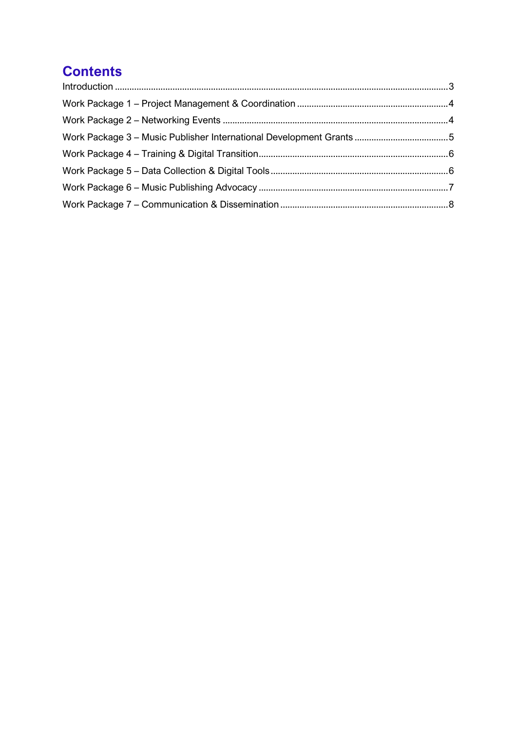# Contents

Introduction ........................................................................................................................................ 3

Work Package 1 – Project Management & Coordination ............................................................... 4

Work Package 2 – Networking Events ............................................................................................ 4

Work Package 3 – Music Publisher International Development Grants ........................................ 5

Work Package 4 – Training & Digital Transition .............................................................................. 6

Work Package 5 – Data Collection & Digital Tools ......................................................................... 6

Work Package 6 – Music Publishing Advocacy .............................................................................. 7

Work Package 7 – Communication & Dissemination ..................................................................... 8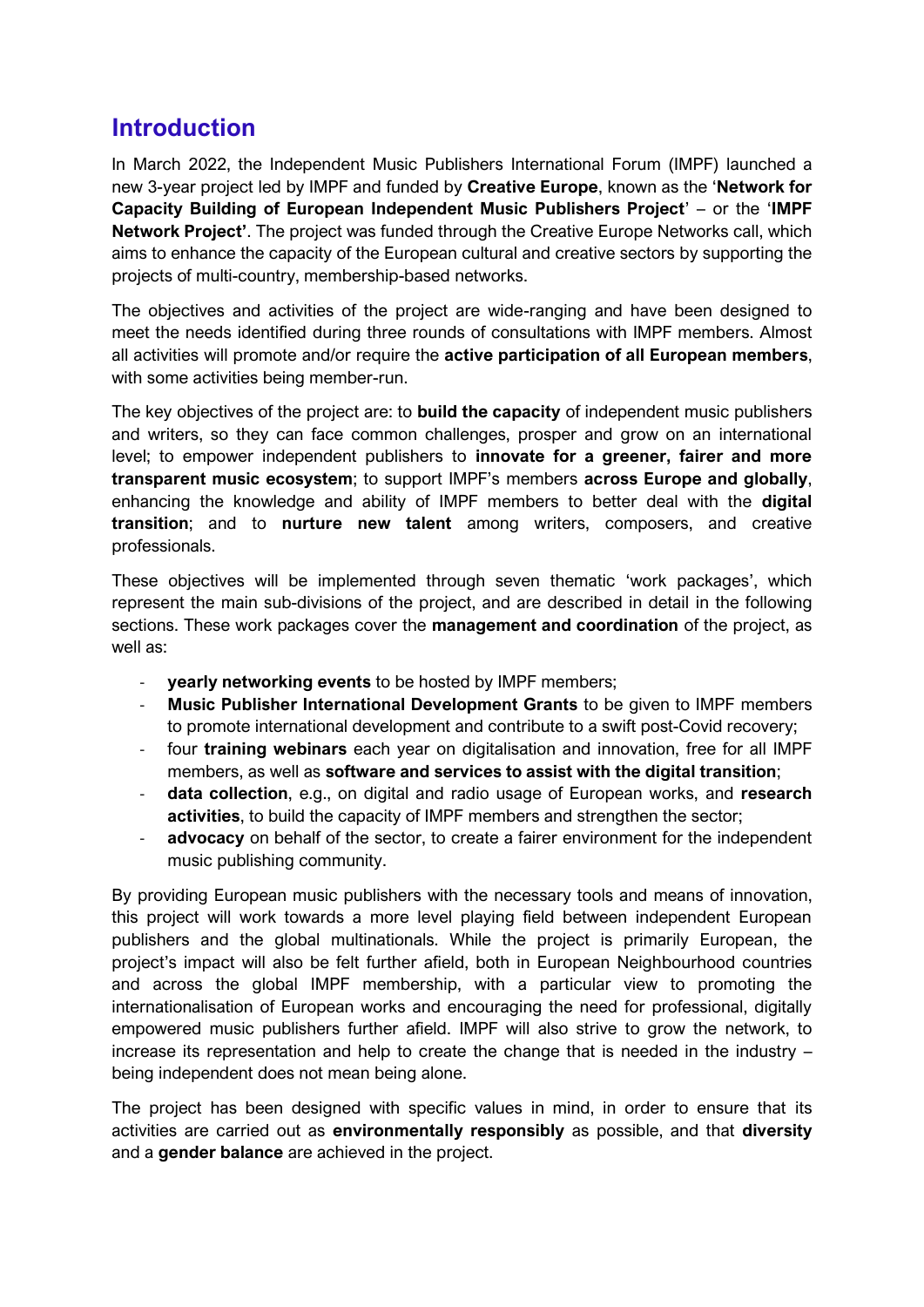## Introduction

In March 2022, the Independent Music Publishers International Forum (IMPF) launched a new 3-year project led by IMPF and funded by **Creative Europe**, known as the '**Network for Capacity Building of European Independent Music Publishers Project**' – or the '**IMPF Network Project'**. The project was funded through the Creative Europe Networks call, which aims to enhance the capacity of the European cultural and creative sectors by supporting the projects of multi-country, membership-based networks.

The objectives and activities of the project are wide-ranging and have been designed to meet the needs identified during three rounds of consultations with IMPF members. Almost all activities will promote and/or require the **active participation of all European members**, with some activities being member-run.

The key objectives of the project are: to **build the capacity** of independent music publishers and writers, so they can face common challenges, prosper and grow on an international level; to empower independent publishers to **innovate for a greener, fairer and more transparent music ecosystem**; to support IMPF's members **across Europe and globally**, enhancing the knowledge and ability of IMPF members to better deal with the **digital transition**; and to **nurture new talent** among writers, composers, and creative professionals.

These objectives will be implemented through seven thematic 'work packages', which represent the main sub-divisions of the project, and are described in detail in the following sections. These work packages cover the **management and coordination** of the project, as well as:

- **yearly networking events** to be hosted by IMPF members;
- **Music Publisher International Development Grants** to be given to IMPF members to promote international development and contribute to a swift post-Covid recovery;
- four **training webinars** each year on digitalisation and innovation, free for all IMPF members, as well as **software and services to assist with the digital transition**;
- **data collection**, e.g., on digital and radio usage of European works, and **research activities**, to build the capacity of IMPF members and strengthen the sector;
- **advocacy** on behalf of the sector, to create a fairer environment for the independent music publishing community.

By providing European music publishers with the necessary tools and means of innovation, this project will work towards a more level playing field between independent European publishers and the global multinationals. While the project is primarily European, the project's impact will also be felt further afield, both in European Neighbourhood countries and across the global IMPF membership, with a particular view to promoting the internationalisation of European works and encouraging the need for professional, digitally empowered music publishers further afield. IMPF will also strive to grow the network, to increase its representation and help to create the change that is needed in the industry – being independent does not mean being alone.

The project has been designed with specific values in mind, in order to ensure that its activities are carried out as **environmentally responsibly** as possible, and that **diversity** and a **gender balance** are achieved in the project.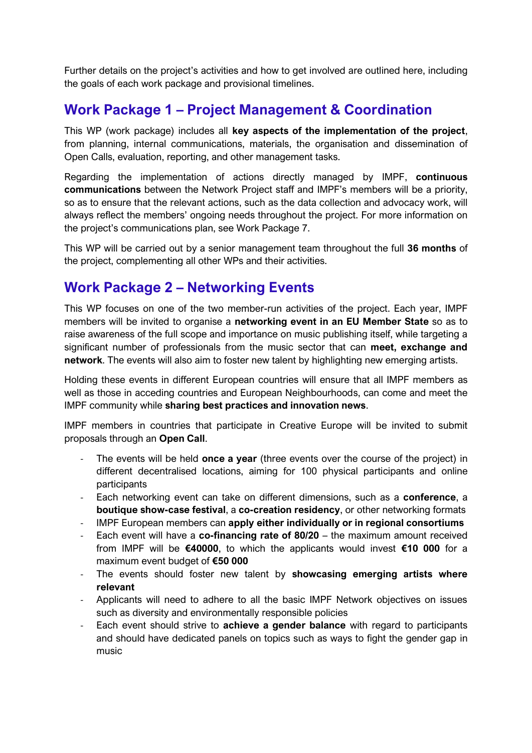Further details on the project's activities and how to get involved are outlined here, including the goals of each work package and provisional timelines.

## Work Package 1 – Project Management & Coordination

This WP (work package) includes all **key aspects of the implementation of the project**, from planning, internal communications, materials, the organisation and dissemination of Open Calls, evaluation, reporting, and other management tasks.

Regarding the implementation of actions directly managed by IMPF, **continuous communications** between the Network Project staff and IMPF's members will be a priority, so as to ensure that the relevant actions, such as the data collection and advocacy work, will always reflect the members' ongoing needs throughout the project. For more information on the project's communications plan, see Work Package 7.

This WP will be carried out by a senior management team throughout the full **36 months** of the project, complementing all other WPs and their activities.

## Work Package 2 – Networking Events

This WP focuses on one of the two member-run activities of the project. Each year, IMPF members will be invited to organise a **networking event in an EU Member State** so as to raise awareness of the full scope and importance on music publishing itself, while targeting a significant number of professionals from the music sector that can **meet, exchange and network**. The events will also aim to foster new talent by highlighting new emerging artists.

Holding these events in different European countries will ensure that all IMPF members as well as those in acceding countries and European Neighbourhoods, can come and meet the IMPF community while **sharing best practices and innovation news**.

IMPF members in countries that participate in Creative Europe will be invited to submit proposals through an **Open Call**.

- The events will be held **once a year** (three events over the course of the project) in different decentralised locations, aiming for 100 physical participants and online participants
- Each networking event can take on different dimensions, such as a **conference**, a **boutique show-case festival**, a **co-creation residency**, or other networking formats
- IMPF European members can **apply either individually or in regional consortiums**
- Each event will have a **co-financing rate of 80/20** – the maximum amount received from IMPF will be **€40000**, to which the applicants would invest **€10 000** for a maximum event budget of **€50 000**
- The events should foster new talent by **showcasing emerging artists where relevant**
- Applicants will need to adhere to all the basic IMPF Network objectives on issues such as diversity and environmentally responsible policies
- Each event should strive to **achieve a gender balance** with regard to participants and should have dedicated panels on topics such as ways to fight the gender gap in music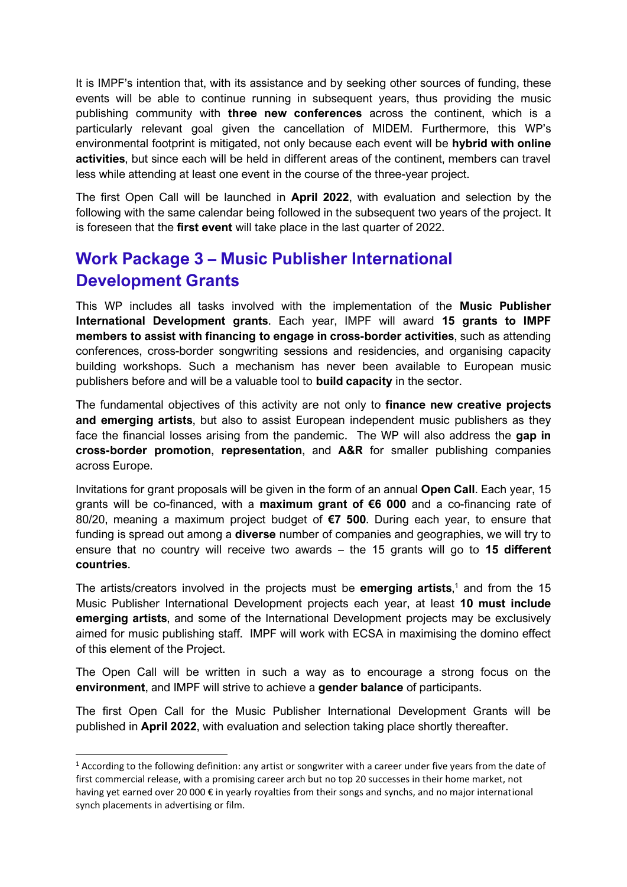It is IMPF's intention that, with its assistance and by seeking other sources of funding, these events will be able to continue running in subsequent years, thus providing the music publishing community with **three new conferences** across the continent, which is a particularly relevant goal given the cancellation of MIDEM. Furthermore, this WP's environmental footprint is mitigated, not only because each event will be **hybrid with online activities**, but since each will be held in different areas of the continent, members can travel less while attending at least one event in the course of the three-year project.

The first Open Call will be launched in **April 2022**, with evaluation and selection by the following with the same calendar being followed in the subsequent two years of the project. It is foreseen that the **first event** will take place in the last quarter of 2022.

## Work Package 3 – Music Publisher International Development Grants

This WP includes all tasks involved with the implementation of the **Music Publisher International Development grants**. Each year, IMPF will award **15 grants to IMPF members to assist with financing to engage in cross-border activities**, such as attending conferences, cross-border songwriting sessions and residencies, and organising capacity building workshops. Such a mechanism has never been available to European music publishers before and will be a valuable tool to **build capacity** in the sector.

The fundamental objectives of this activity are not only to **finance new creative projects and emerging artists**, but also to assist European independent music publishers as they face the financial losses arising from the pandemic. The WP will also address the **gap in cross-border promotion**, **representation**, and **A&R** for smaller publishing companies across Europe.

Invitations for grant proposals will be given in the form of an annual **Open Call**. Each year, 15 grants will be co-financed, with a **maximum grant of €6 000** and a co-financing rate of 80/20, meaning a maximum project budget of **€7 500**. During each year, to ensure that funding is spread out among a **diverse** number of companies and geographies, we will try to ensure that no country will receive two awards – the 15 grants will go to **15 different countries**.

The artists/creators involved in the projects must be **emerging artists**,[1] and from the 15 Music Publisher International Development projects each year, at least **10 must include emerging artists**, and some of the International Development projects may be exclusively aimed for music publishing staff. IMPF will work with ECSA in maximising the domino effect of this element of the Project.

The Open Call will be written in such a way as to encourage a strong focus on the **environment**, and IMPF will strive to achieve a **gender balance** of participants.

The first Open Call for the Music Publisher International Development Grants will be published in **April 2022**, with evaluation and selection taking place shortly thereafter.

---

[1] According to the following definition: any artist or songwriter with a career under five years from the date of first commercial release, with a promising career arch but no top 20 successes in their home market, not having yet earned over 20 000 € in yearly royalties from their songs and synchs, and no major international synch placements in advertising or film.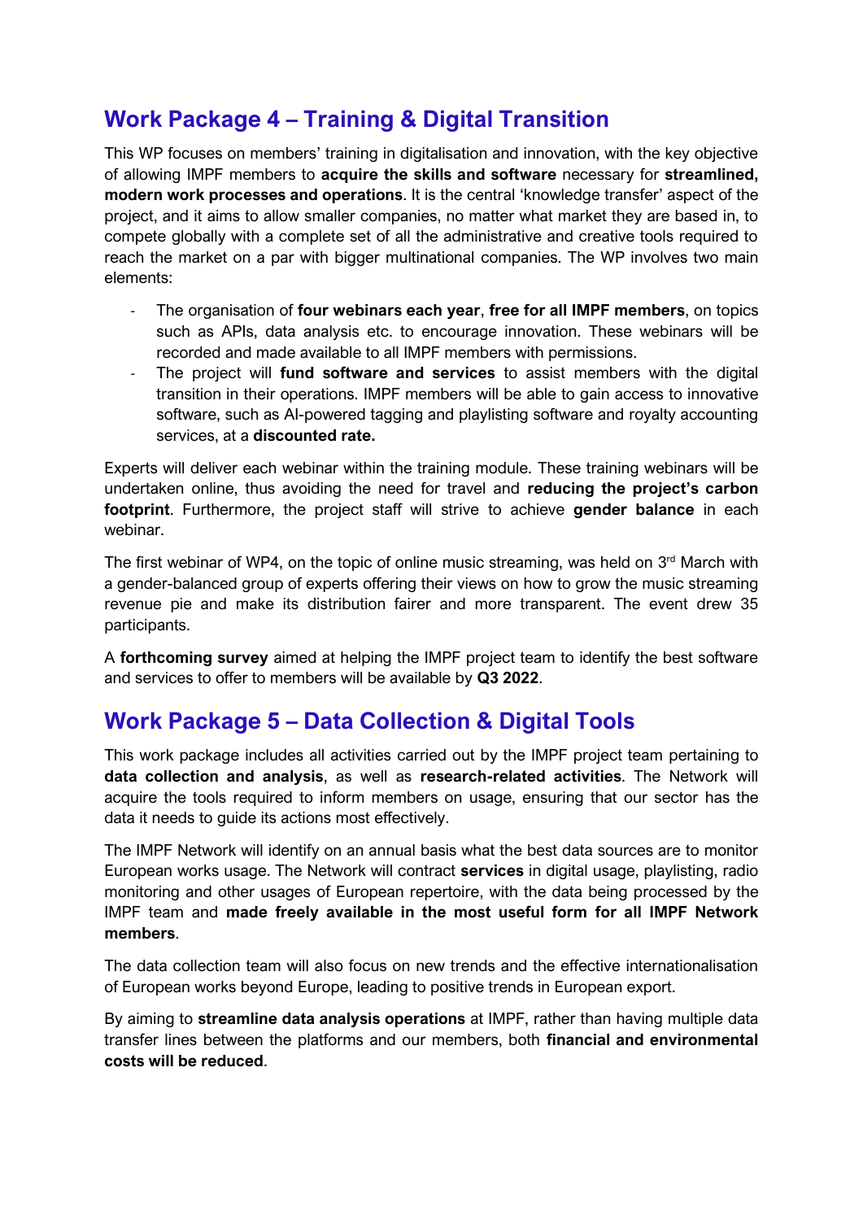## Work Package 4 – Training & Digital Transition

This WP focuses on members' training in digitalisation and innovation, with the key objective of allowing IMPF members to **acquire the skills and software** necessary for **streamlined, modern work processes and operations**. It is the central 'knowledge transfer' aspect of the project, and it aims to allow smaller companies, no matter what market they are based in, to compete globally with a complete set of all the administrative and creative tools required to reach the market on a par with bigger multinational companies. The WP involves two main elements:

- The organisation of **four webinars each year**, **free for all IMPF members**, on topics such as APIs, data analysis etc. to encourage innovation. These webinars will be recorded and made available to all IMPF members with permissions.
- The project will **fund software and services** to assist members with the digital transition in their operations. IMPF members will be able to gain access to innovative software, such as AI-powered tagging and playlisting software and royalty accounting services, at a **discounted rate.**

Experts will deliver each webinar within the training module. These training webinars will be undertaken online, thus avoiding the need for travel and **reducing the project's carbon footprint**. Furthermore, the project staff will strive to achieve **gender balance** in each webinar.

The first webinar of WP4, on the topic of online music streaming, was held on 3rd March with a gender-balanced group of experts offering their views on how to grow the music streaming revenue pie and make its distribution fairer and more transparent. The event drew 35 participants.

A **forthcoming survey** aimed at helping the IMPF project team to identify the best software and services to offer to members will be available by **Q3 2022**.

## Work Package 5 – Data Collection & Digital Tools

This work package includes all activities carried out by the IMPF project team pertaining to **data collection and analysis**, as well as **research-related activities**. The Network will acquire the tools required to inform members on usage, ensuring that our sector has the data it needs to guide its actions most effectively.

The IMPF Network will identify on an annual basis what the best data sources are to monitor European works usage. The Network will contract **services** in digital usage, playlisting, radio monitoring and other usages of European repertoire, with the data being processed by the IMPF team and **made freely available in the most useful form for all IMPF Network members**.

The data collection team will also focus on new trends and the effective internationalisation of European works beyond Europe, leading to positive trends in European export.

By aiming to **streamline data analysis operations** at IMPF, rather than having multiple data transfer lines between the platforms and our members, both **financial and environmental costs will be reduced**.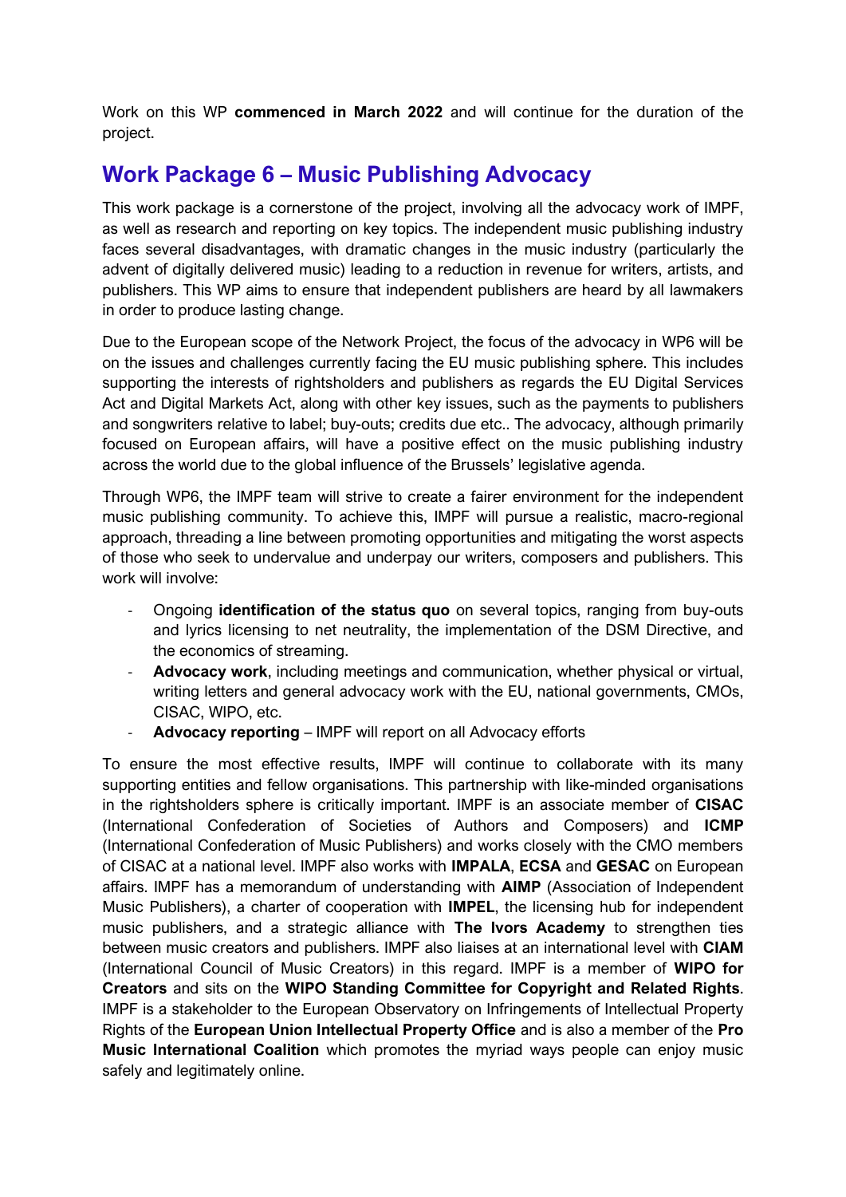Work on this WP **commenced in March 2022** and will continue for the duration of the project.

## Work Package 6 – Music Publishing Advocacy

This work package is a cornerstone of the project, involving all the advocacy work of IMPF, as well as research and reporting on key topics. The independent music publishing industry faces several disadvantages, with dramatic changes in the music industry (particularly the advent of digitally delivered music) leading to a reduction in revenue for writers, artists, and publishers. This WP aims to ensure that independent publishers are heard by all lawmakers in order to produce lasting change.

Due to the European scope of the Network Project, the focus of the advocacy in WP6 will be on the issues and challenges currently facing the EU music publishing sphere. This includes supporting the interests of rightsholders and publishers as regards the EU Digital Services Act and Digital Markets Act, along with other key issues, such as the payments to publishers and songwriters relative to label; buy-outs; credits due etc.. The advocacy, although primarily focused on European affairs, will have a positive effect on the music publishing industry across the world due to the global influence of the Brussels' legislative agenda.

Through WP6, the IMPF team will strive to create a fairer environment for the independent music publishing community. To achieve this, IMPF will pursue a realistic, macro-regional approach, threading a line between promoting opportunities and mitigating the worst aspects of those who seek to undervalue and underpay our writers, composers and publishers. This work will involve:

- Ongoing **identification of the status quo** on several topics, ranging from buy-outs and lyrics licensing to net neutrality, the implementation of the DSM Directive, and the economics of streaming.
- **Advocacy work**, including meetings and communication, whether physical or virtual, writing letters and general advocacy work with the EU, national governments, CMOs, CISAC, WIPO, etc.
- **Advocacy reporting** – IMPF will report on all Advocacy efforts

To ensure the most effective results, IMPF will continue to collaborate with its many supporting entities and fellow organisations. This partnership with like-minded organisations in the rightsholders sphere is critically important. IMPF is an associate member of **CISAC** (International Confederation of Societies of Authors and Composers) and **ICMP** (International Confederation of Music Publishers) and works closely with the CMO members of CISAC at a national level. IMPF also works with **IMPALA**, **ECSA** and **GESAC** on European affairs. IMPF has a memorandum of understanding with **AIMP** (Association of Independent Music Publishers), a charter of cooperation with **IMPEL**, the licensing hub for independent music publishers, and a strategic alliance with **The Ivors Academy** to strengthen ties between music creators and publishers. IMPF also liaises at an international level with **CIAM** (International Council of Music Creators) in this regard. IMPF is a member of **WIPO for Creators** and sits on the **WIPO Standing Committee for Copyright and Related Rights**. IMPF is a stakeholder to the European Observatory on Infringements of Intellectual Property Rights of the **European Union Intellectual Property Office** and is also a member of the **Pro Music International Coalition** which promotes the myriad ways people can enjoy music safely and legitimately online.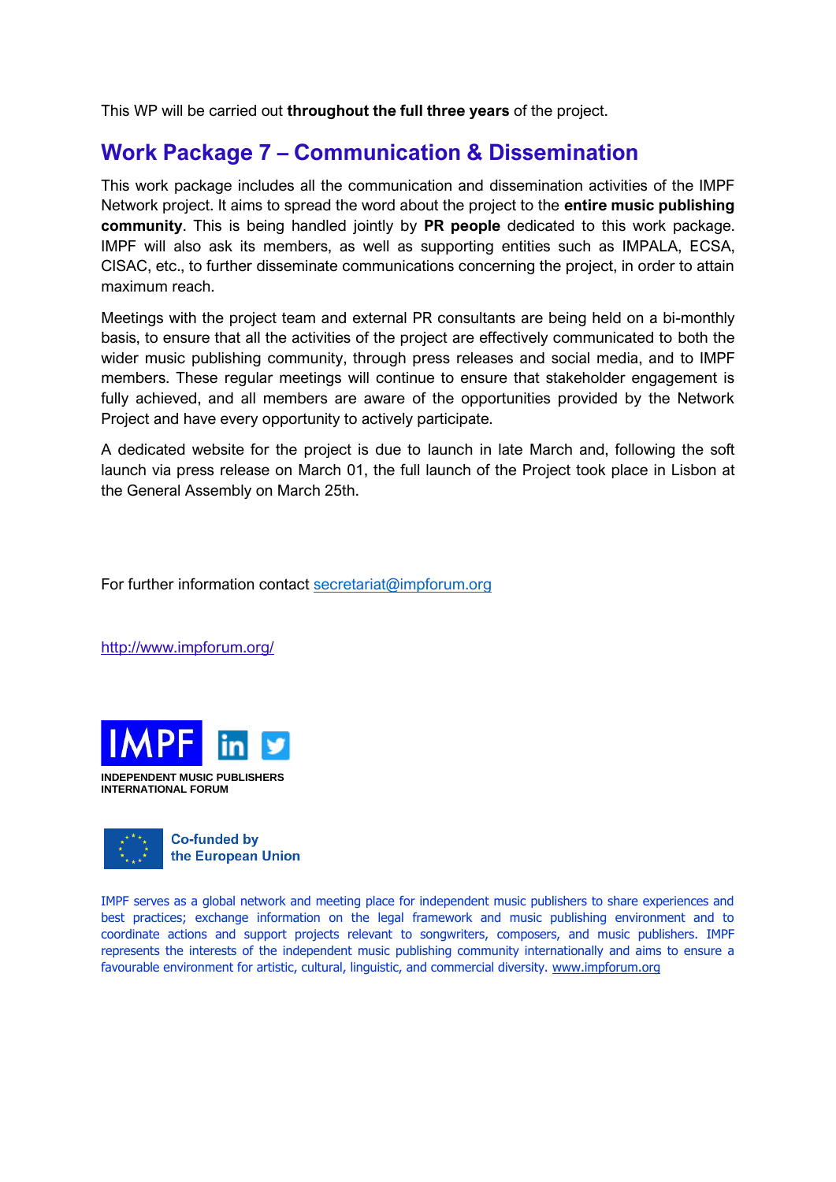This WP will be carried out **throughout the full three years** of the project.

## Work Package 7 – Communication & Dissemination

This work package includes all the communication and dissemination activities of the IMPF Network project. It aims to spread the word about the project to the **entire music publishing community**. This is being handled jointly by **PR people** dedicated to this work package. IMPF will also ask its members, as well as supporting entities such as IMPALA, ECSA, CISAC, etc., to further disseminate communications concerning the project, in order to attain maximum reach.

Meetings with the project team and external PR consultants are being held on a bi-monthly basis, to ensure that all the activities of the project are effectively communicated to both the wider music publishing community, through press releases and social media, and to IMPF members. These regular meetings will continue to ensure that stakeholder engagement is fully achieved, and all members are aware of the opportunities provided by the Network Project and have every opportunity to actively participate.

A dedicated website for the project is due to launch in late March and, following the soft launch via press release on March 01, the full launch of the Project took place in Lisbon at the General Assembly on March 25th.

For further information contact [secretariat@impforum.org](mailto:secretariat@impforum.org)

[http://www.impforum.org/](http://www.impforum.org/)

IMPF

INDEPENDENT MUSIC PUBLISHERS
INTERNATIONAL FORUM

Co-funded by
the European Union

IMPF serves as a global network and meeting place for independent music publishers to share experiences and best practices; exchange information on the legal framework and music publishing environment and to coordinate actions and support projects relevant to songwriters, composers, and music publishers. IMPF represents the interests of the independent music publishing community internationally and aims to ensure a favourable environment for artistic, cultural, linguistic, and commercial diversity. [www.impforum.org](http://www.impforum.org)